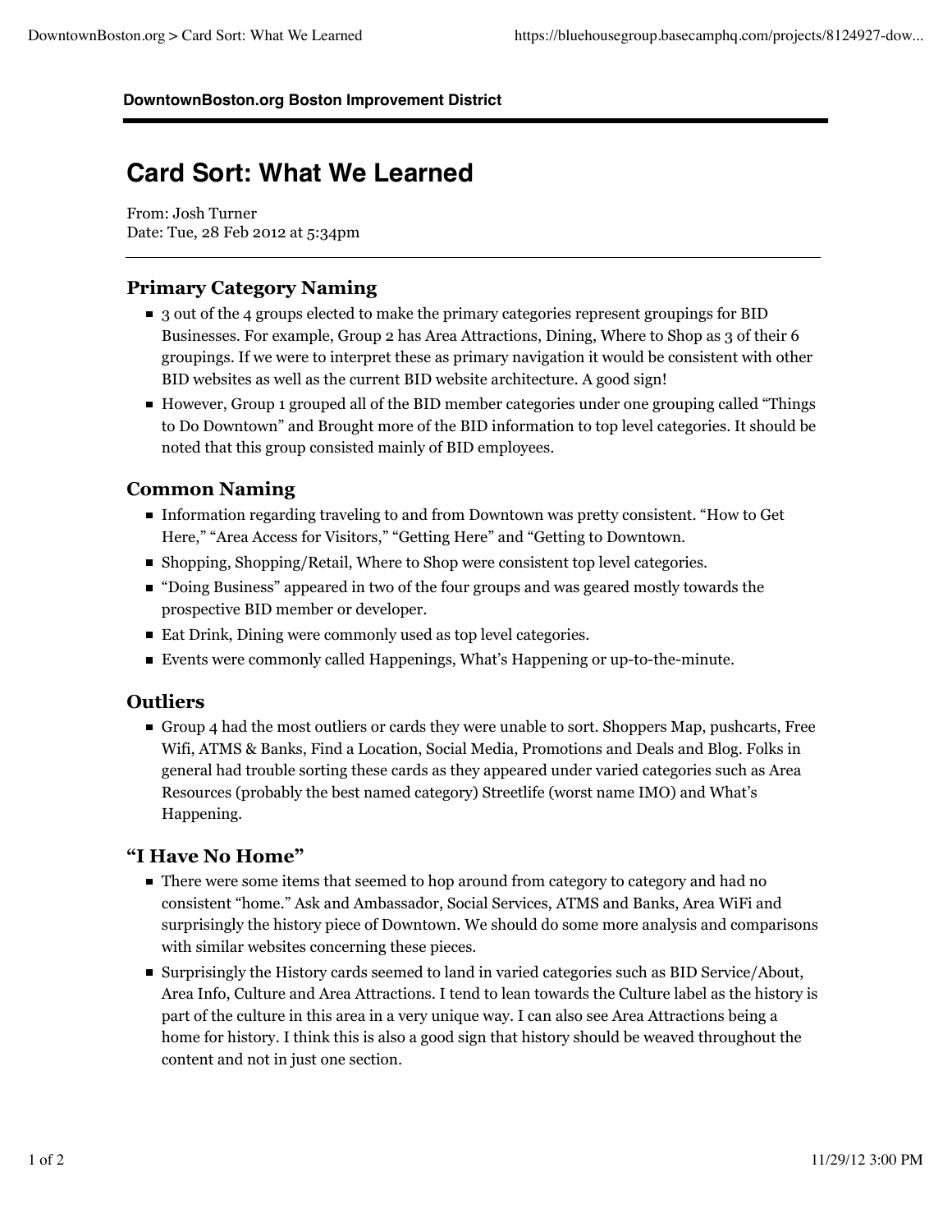**DowntownBoston.org Boston Improvement District**

# Card Sort: What We Learned

From: Josh Turner
Date: Tue, 28 Feb 2012 at 5:34pm

---

## Primary Category Naming

- 3 out of the 4 groups elected to make the primary categories represent groupings for BID Businesses. For example, Group 2 has Area Attractions, Dining, Where to Shop as 3 of their 6 groupings. If we were to interpret these as primary navigation it would be consistent with other BID websites as well as the current BID website architecture. A good sign!
- However, Group 1 grouped all of the BID member categories under one grouping called "Things to Do Downtown" and Brought more of the BID information to top level categories. It should be noted that this group consisted mainly of BID employees.

## Common Naming

- Information regarding traveling to and from Downtown was pretty consistent. "How to Get Here," "Area Access for Visitors," "Getting Here" and "Getting to Downtown.
- Shopping, Shopping/Retail, Where to Shop were consistent top level categories.
- "Doing Business" appeared in two of the four groups and was geared mostly towards the prospective BID member or developer.
- Eat Drink, Dining were commonly used as top level categories.
- Events were commonly called Happenings, What's Happening or up-to-the-minute.

## Outliers

- Group 4 had the most outliers or cards they were unable to sort. Shoppers Map, pushcarts, Free Wifi, ATMS & Banks, Find a Location, Social Media, Promotions and Deals and Blog. Folks in general had trouble sorting these cards as they appeared under varied categories such as Area Resources (probably the best named category) Streetlife (worst name IMO) and What's Happening.

## "I Have No Home"

- There were some items that seemed to hop around from category to category and had no consistent "home." Ask and Ambassador, Social Services, ATMS and Banks, Area WiFi and surprisingly the history piece of Downtown. We should do some more analysis and comparisons with similar websites concerning these pieces.
- Surprisingly the History cards seemed to land in varied categories such as BID Service/About, Area Info, Culture and Area Attractions. I tend to lean towards the Culture label as the history is part of the culture in this area in a very unique way. I can also see Area Attractions being a home for history. I think this is also a good sign that history should be weaved throughout the content and not in just one section.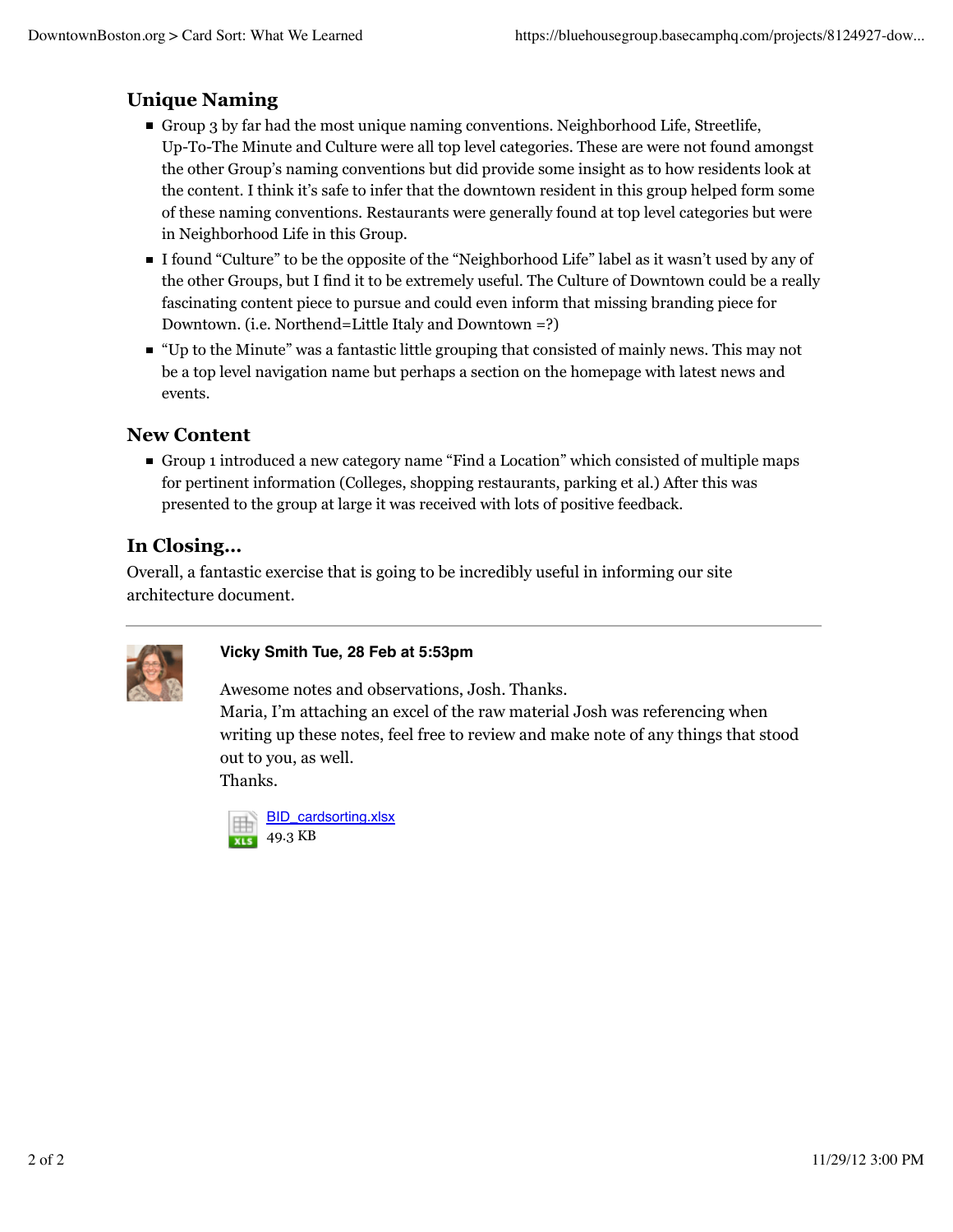## Unique Naming

- Group 3 by far had the most unique naming conventions. Neighborhood Life, Streetlife, Up-To-The Minute and Culture were all top level categories. These are were not found amongst the other Group's naming conventions but did provide some insight as to how residents look at the content. I think it's safe to infer that the downtown resident in this group helped form some of these naming conventions. Restaurants were generally found at top level categories but were in Neighborhood Life in this Group.
- I found "Culture" to be the opposite of the "Neighborhood Life" label as it wasn't used by any of the other Groups, but I find it to be extremely useful. The Culture of Downtown could be a really fascinating content piece to pursue and could even inform that missing branding piece for Downtown. (i.e. Northend=Little Italy and Downtown =?)
- "Up to the Minute" was a fantastic little grouping that consisted of mainly news. This may not be a top level navigation name but perhaps a section on the homepage with latest news and events.

## New Content

- Group 1 introduced a new category name "Find a Location" which consisted of multiple maps for pertinent information (Colleges, shopping restaurants, parking et al.) After this was presented to the group at large it was received with lots of positive feedback.

## In Closing...

Overall, a fantastic exercise that is going to be incredibly useful in informing our site architecture document.

---

**Vicky Smith Tue, 28 Feb at 5:53pm**

Awesome notes and observations, Josh. Thanks.
Maria, I'm attaching an excel of the raw material Josh was referencing when writing up these notes, feel free to review and make note of any things that stood out to you, as well.
Thanks.

BID_cardsorting.xlsx
49.3 KB